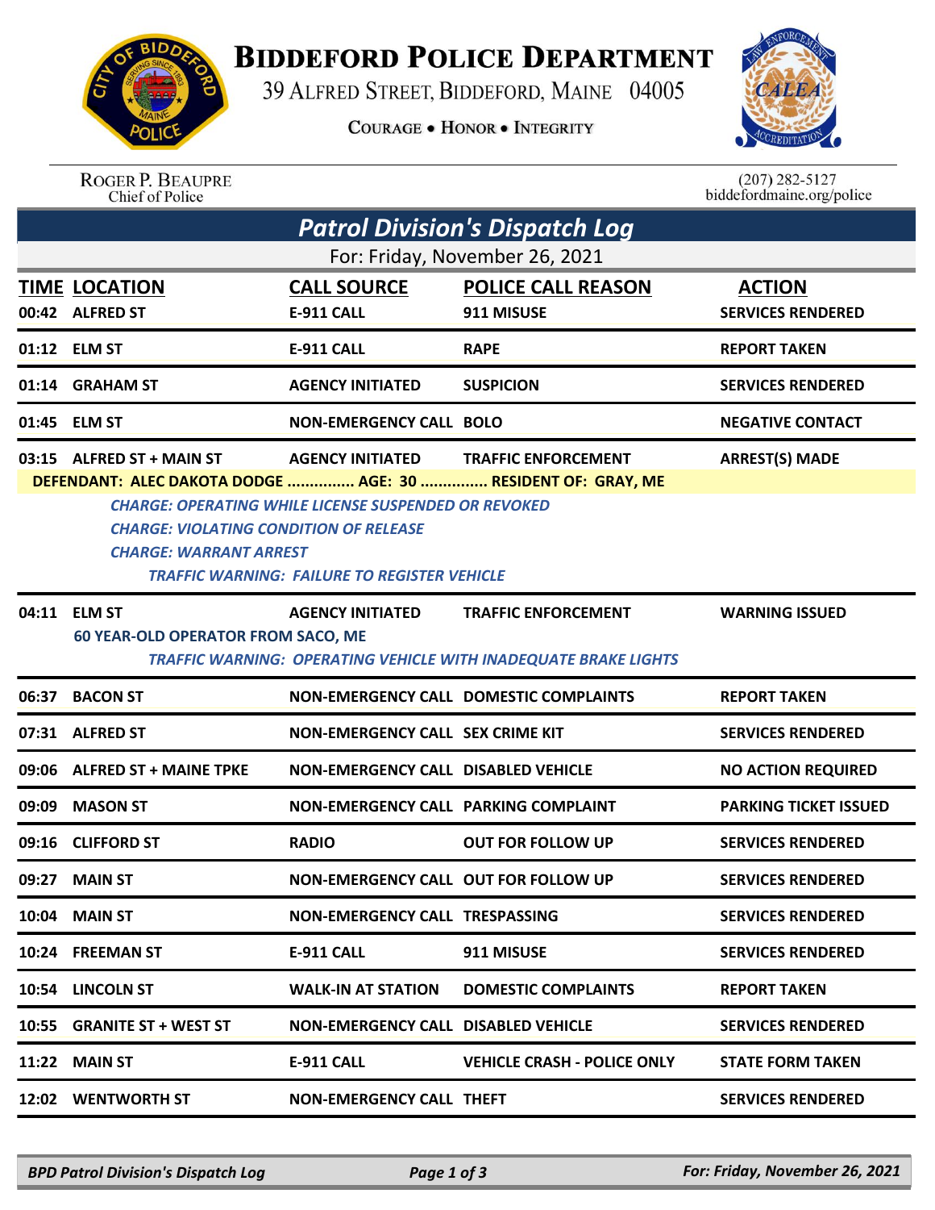# Biddeford Police Department

39 Alfred Street, Biddeford, Maine 04005

Courage • Honor • Integrity

Roger P. Beaupre
Chief of Police

(207) 282-5127
biddefordmaine.org/police

## *Patrol Division's Dispatch Log*

For: Friday, November 26, 2021

| TIME | LOCATION | CALL SOURCE | POLICE CALL REASON | ACTION |
|---|---|---|---|---|
| 00:42 | ALFRED ST | E-911 CALL | 911 MISUSE | SERVICES RENDERED |
| 01:12 | ELM ST | E-911 CALL | RAPE | REPORT TAKEN |
| 01:14 | GRAHAM ST | AGENCY INITIATED | SUSPICION | SERVICES RENDERED |
| 01:45 | ELM ST | NON-EMERGENCY CALL | BOLO | NEGATIVE CONTACT |
| 03:15 | ALFRED ST + MAIN ST | AGENCY INITIATED | TRAFFIC ENFORCEMENT | ARREST(S) MADE |

**DEFENDANT: ALEC DAKOTA DODGE ............... AGE: 30 ............... RESIDENT OF: GRAY, ME**

*CHARGE: OPERATING WHILE LICENSE SUSPENDED OR REVOKED*
*CHARGE: VIOLATING CONDITION OF RELEASE*
*CHARGE: WARRANT ARREST*
*TRAFFIC WARNING: FAILURE TO REGISTER VEHICLE*

| TIME | LOCATION | CALL SOURCE | POLICE CALL REASON | ACTION |
|---|---|---|---|---|
| 04:11 | ELM ST | AGENCY INITIATED | TRAFFIC ENFORCEMENT | WARNING ISSUED |

**60 YEAR-OLD OPERATOR FROM SACO, ME**

*TRAFFIC WARNING: OPERATING VEHICLE WITH INADEQUATE BRAKE LIGHTS*

| TIME | LOCATION | CALL SOURCE | POLICE CALL REASON | ACTION |
|---|---|---|---|---|
| 06:37 | BACON ST | NON-EMERGENCY CALL | DOMESTIC COMPLAINTS | REPORT TAKEN |
| 07:31 | ALFRED ST | NON-EMERGENCY CALL | SEX CRIME KIT | SERVICES RENDERED |
| 09:06 | ALFRED ST + MAINE TPKE | NON-EMERGENCY CALL | DISABLED VEHICLE | NO ACTION REQUIRED |
| 09:09 | MASON ST | NON-EMERGENCY CALL | PARKING COMPLAINT | PARKING TICKET ISSUED |
| 09:16 | CLIFFORD ST | RADIO | OUT FOR FOLLOW UP | SERVICES RENDERED |
| 09:27 | MAIN ST | NON-EMERGENCY CALL | OUT FOR FOLLOW UP | SERVICES RENDERED |
| 10:04 | MAIN ST | NON-EMERGENCY CALL | TRESPASSING | SERVICES RENDERED |
| 10:24 | FREEMAN ST | E-911 CALL | 911 MISUSE | SERVICES RENDERED |
| 10:54 | LINCOLN ST | WALK-IN AT STATION | DOMESTIC COMPLAINTS | REPORT TAKEN |
| 10:55 | GRANITE ST + WEST ST | NON-EMERGENCY CALL | DISABLED VEHICLE | SERVICES RENDERED |
| 11:22 | MAIN ST | E-911 CALL | VEHICLE CRASH - POLICE ONLY | STATE FORM TAKEN |
| 12:02 | WENTWORTH ST | NON-EMERGENCY CALL | THEFT | SERVICES RENDERED |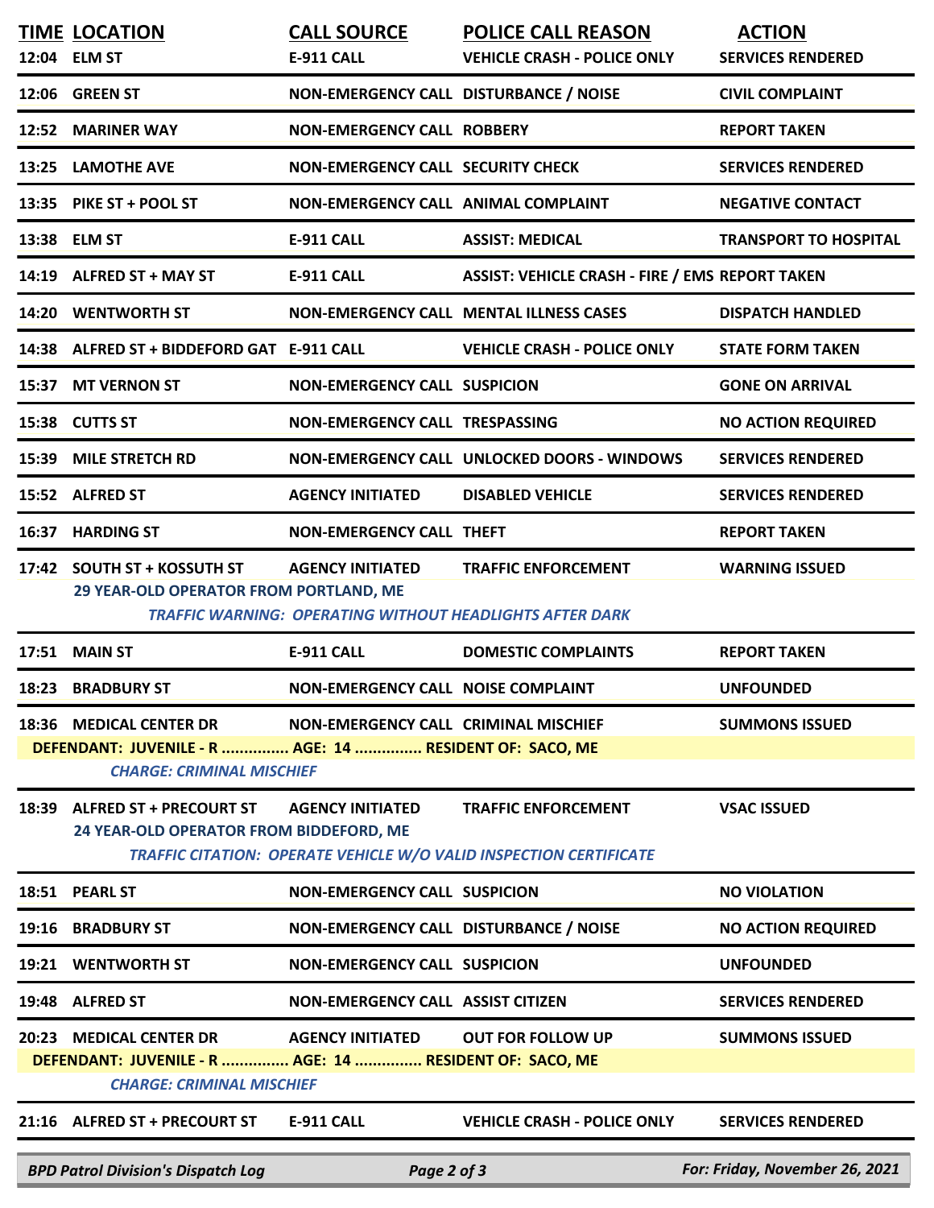| TIME | LOCATION | CALL SOURCE | POLICE CALL REASON | ACTION |
|---|---|---|---|---|
| 12:04 | ELM ST | E-911 CALL | VEHICLE CRASH - POLICE ONLY | SERVICES RENDERED |
| 12:06 | GREEN ST | NON-EMERGENCY CALL | DISTURBANCE / NOISE | CIVIL COMPLAINT |
| 12:52 | MARINER WAY | NON-EMERGENCY CALL | ROBBERY | REPORT TAKEN |
| 13:25 | LAMOTHE AVE | NON-EMERGENCY CALL | SECURITY CHECK | SERVICES RENDERED |
| 13:35 | PIKE ST + POOL ST | NON-EMERGENCY CALL | ANIMAL COMPLAINT | NEGATIVE CONTACT |
| 13:38 | ELM ST | E-911 CALL | ASSIST: MEDICAL | TRANSPORT TO HOSPITAL |
| 14:19 | ALFRED ST + MAY ST | E-911 CALL | ASSIST: VEHICLE CRASH - FIRE / EMS | REPORT TAKEN |
| 14:20 | WENTWORTH ST | NON-EMERGENCY CALL | MENTAL ILLNESS CASES | DISPATCH HANDLED |
| 14:38 | ALFRED ST + BIDDEFORD GAT | E-911 CALL | VEHICLE CRASH - POLICE ONLY | STATE FORM TAKEN |
| 15:37 | MT VERNON ST | NON-EMERGENCY CALL | SUSPICION | GONE ON ARRIVAL |
| 15:38 | CUTTS ST | NON-EMERGENCY CALL | TRESPASSING | NO ACTION REQUIRED |
| 15:39 | MILE STRETCH RD | NON-EMERGENCY CALL | UNLOCKED DOORS - WINDOWS | SERVICES RENDERED |
| 15:52 | ALFRED ST | AGENCY INITIATED | DISABLED VEHICLE | SERVICES RENDERED |
| 16:37 | HARDING ST | NON-EMERGENCY CALL | THEFT | REPORT TAKEN |
| 17:42 | SOUTH ST + KOSSUTH ST | AGENCY INITIATED | TRAFFIC ENFORCEMENT | WARNING ISSUED |
| | 29 YEAR-OLD OPERATOR FROM PORTLAND, ME<br>*TRAFFIC WARNING: OPERATING WITHOUT HEADLIGHTS AFTER DARK* | | | |
| 17:51 | MAIN ST | E-911 CALL | DOMESTIC COMPLAINTS | REPORT TAKEN |
| 18:23 | BRADBURY ST | NON-EMERGENCY CALL | NOISE COMPLAINT | UNFOUNDED |
| 18:36 | MEDICAL CENTER DR | NON-EMERGENCY CALL | CRIMINAL MISCHIEF | SUMMONS ISSUED |
| | DEFENDANT: JUVENILE - R ............... AGE: 14 ............... RESIDENT OF: SACO, ME<br>*CHARGE: CRIMINAL MISCHIEF* | | | |
| 18:39 | ALFRED ST + PRECOURT ST | AGENCY INITIATED | TRAFFIC ENFORCEMENT | VSAC ISSUED |
| | 24 YEAR-OLD OPERATOR FROM BIDDEFORD, ME<br>*TRAFFIC CITATION: OPERATE VEHICLE W/O VALID INSPECTION CERTIFICATE* | | | |
| 18:51 | PEARL ST | NON-EMERGENCY CALL | SUSPICION | NO VIOLATION |
| 19:16 | BRADBURY ST | NON-EMERGENCY CALL | DISTURBANCE / NOISE | NO ACTION REQUIRED |
| 19:21 | WENTWORTH ST | NON-EMERGENCY CALL | SUSPICION | UNFOUNDED |
| 19:48 | ALFRED ST | NON-EMERGENCY CALL | ASSIST CITIZEN | SERVICES RENDERED |
| 20:23 | MEDICAL CENTER DR | AGENCY INITIATED | OUT FOR FOLLOW UP | SUMMONS ISSUED |
| | DEFENDANT: JUVENILE - R ............... AGE: 14 ............... RESIDENT OF: SACO, ME<br>*CHARGE: CRIMINAL MISCHIEF* | | | |
| 21:16 | ALFRED ST + PRECOURT ST | E-911 CALL | VEHICLE CRASH - POLICE ONLY | SERVICES RENDERED |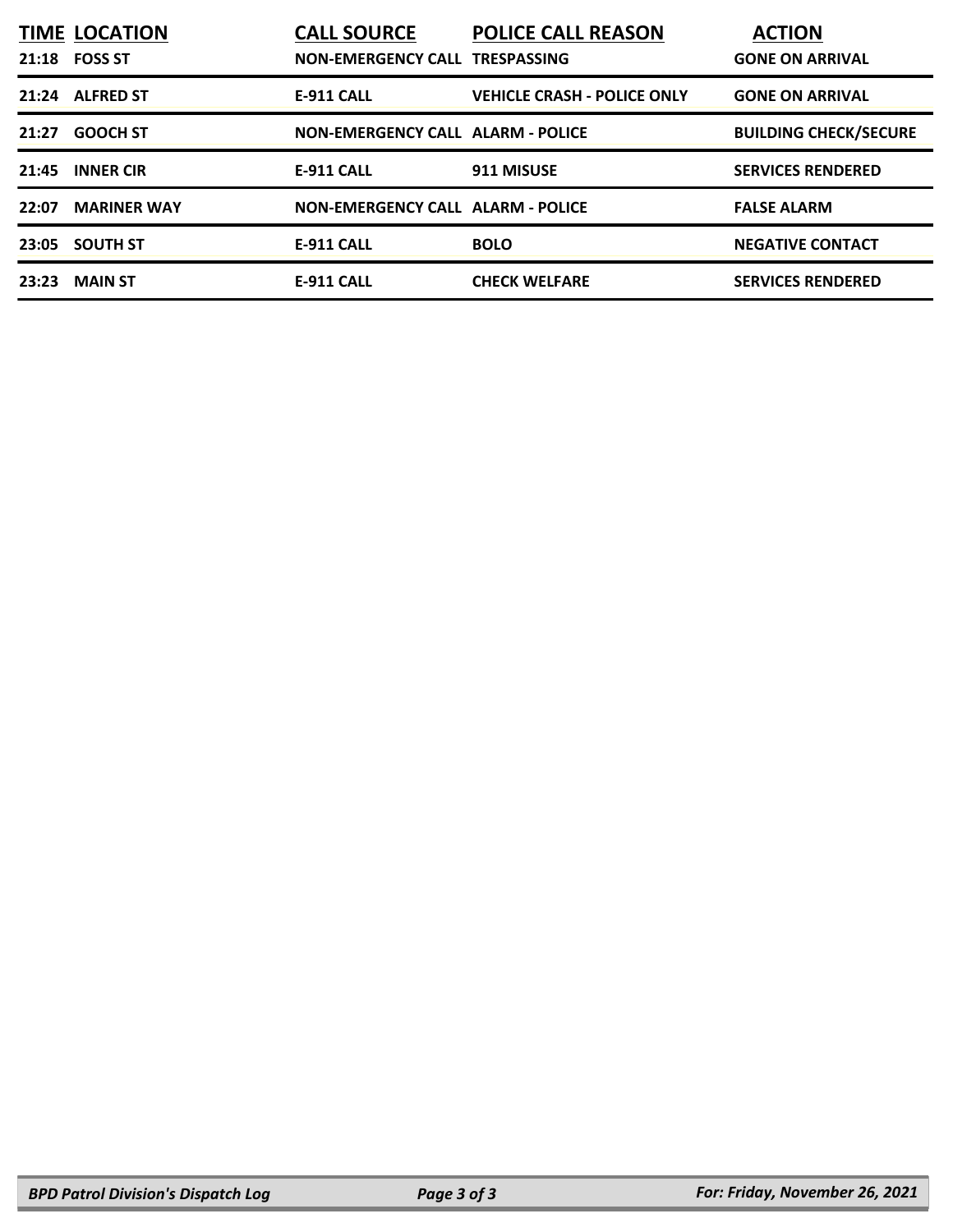| TIME | LOCATION | CALL SOURCE | POLICE CALL REASON | ACTION |
|---|---|---|---|---|
| 21:18 | FOSS ST | NON-EMERGENCY CALL | TRESPASSING | GONE ON ARRIVAL |
| 21:24 | ALFRED ST | E-911 CALL | VEHICLE CRASH - POLICE ONLY | GONE ON ARRIVAL |
| 21:27 | GOOCH ST | NON-EMERGENCY CALL | ALARM - POLICE | BUILDING CHECK/SECURE |
| 21:45 | INNER CIR | E-911 CALL | 911 MISUSE | SERVICES RENDERED |
| 22:07 | MARINER WAY | NON-EMERGENCY CALL | ALARM - POLICE | FALSE ALARM |
| 23:05 | SOUTH ST | E-911 CALL | BOLO | NEGATIVE CONTACT |
| 23:23 | MAIN ST | E-911 CALL | CHECK WELFARE | SERVICES RENDERED |